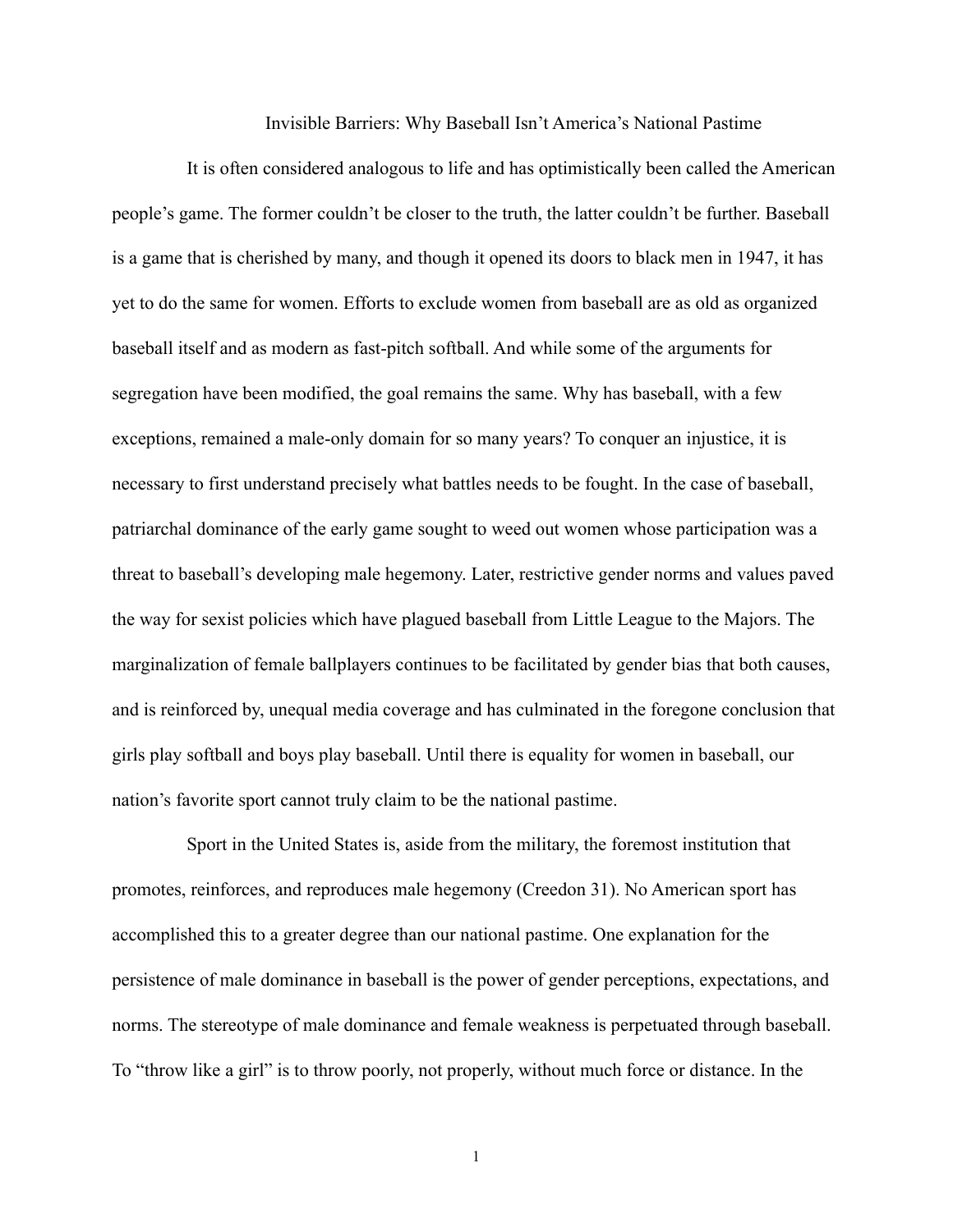# Invisible Barriers: Why Baseball Isn't America's National Pastime

It is often considered analogous to life and has optimistically been called the American people's game. The former couldn't be closer to the truth, the latter couldn't be further. Baseball is a game that is cherished by many, and though it opened its doors to black men in 1947, it has yet to do the same for women. Efforts to exclude women from baseball are as old as organized baseball itself and as modern as fast-pitch softball. And while some of the arguments for segregation have been modified, the goal remains the same. Why has baseball, with a few exceptions, remained a male-only domain for so many years? To conquer an injustice, it is necessary to first understand precisely what battles needs to be fought. In the case of baseball, patriarchal dominance of the early game sought to weed out women whose participation was a threat to baseball's developing male hegemony. Later, restrictive gender norms and values paved the way for sexist policies which have plagued baseball from Little League to the Majors. The marginalization of female ballplayers continues to be facilitated by gender bias that both causes, and is reinforced by, unequal media coverage and has culminated in the foregone conclusion that girls play softball and boys play baseball. Until there is equality for women in baseball, our nation's favorite sport cannot truly claim to be the national pastime.

Sport in the United States is, aside from the military, the foremost institution that promotes, reinforces, and reproduces male hegemony (Creedon 31). No American sport has accomplished this to a greater degree than our national pastime. One explanation for the persistence of male dominance in baseball is the power of gender perceptions, expectations, and norms. The stereotype of male dominance and female weakness is perpetuated through baseball. To "throw like a girl" is to throw poorly, not properly, without much force or distance. In the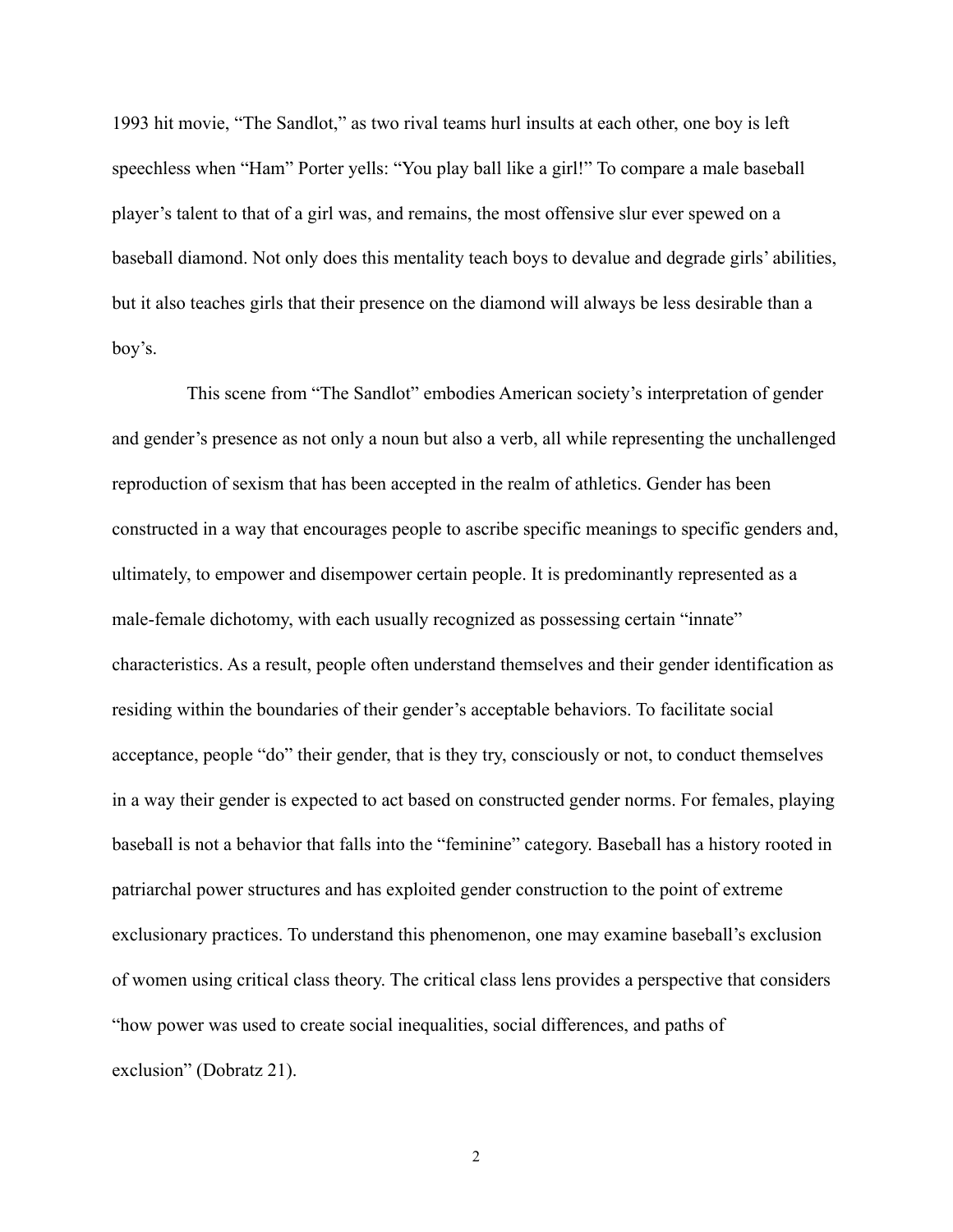1993 hit movie, "The Sandlot," as two rival teams hurl insults at each other, one boy is left speechless when "Ham" Porter yells: "You play ball like a girl!" To compare a male baseball player's talent to that of a girl was, and remains, the most offensive slur ever spewed on a baseball diamond. Not only does this mentality teach boys to devalue and degrade girls' abilities, but it also teaches girls that their presence on the diamond will always be less desirable than a boy's.

This scene from "The Sandlot" embodies American society's interpretation of gender and gender's presence as not only a noun but also a verb, all while representing the unchallenged reproduction of sexism that has been accepted in the realm of athletics. Gender has been constructed in a way that encourages people to ascribe specific meanings to specific genders and, ultimately, to empower and disempower certain people. It is predominantly represented as a male-female dichotomy, with each usually recognized as possessing certain "innate" characteristics. As a result, people often understand themselves and their gender identification as residing within the boundaries of their gender's acceptable behaviors. To facilitate social acceptance, people "do" their gender, that is they try, consciously or not, to conduct themselves in a way their gender is expected to act based on constructed gender norms. For females, playing baseball is not a behavior that falls into the "feminine" category. Baseball has a history rooted in patriarchal power structures and has exploited gender construction to the point of extreme exclusionary practices. To understand this phenomenon, one may examine baseball's exclusion of women using critical class theory. The critical class lens provides a perspective that considers "how power was used to create social inequalities, social differences, and paths of exclusion" (Dobratz 21).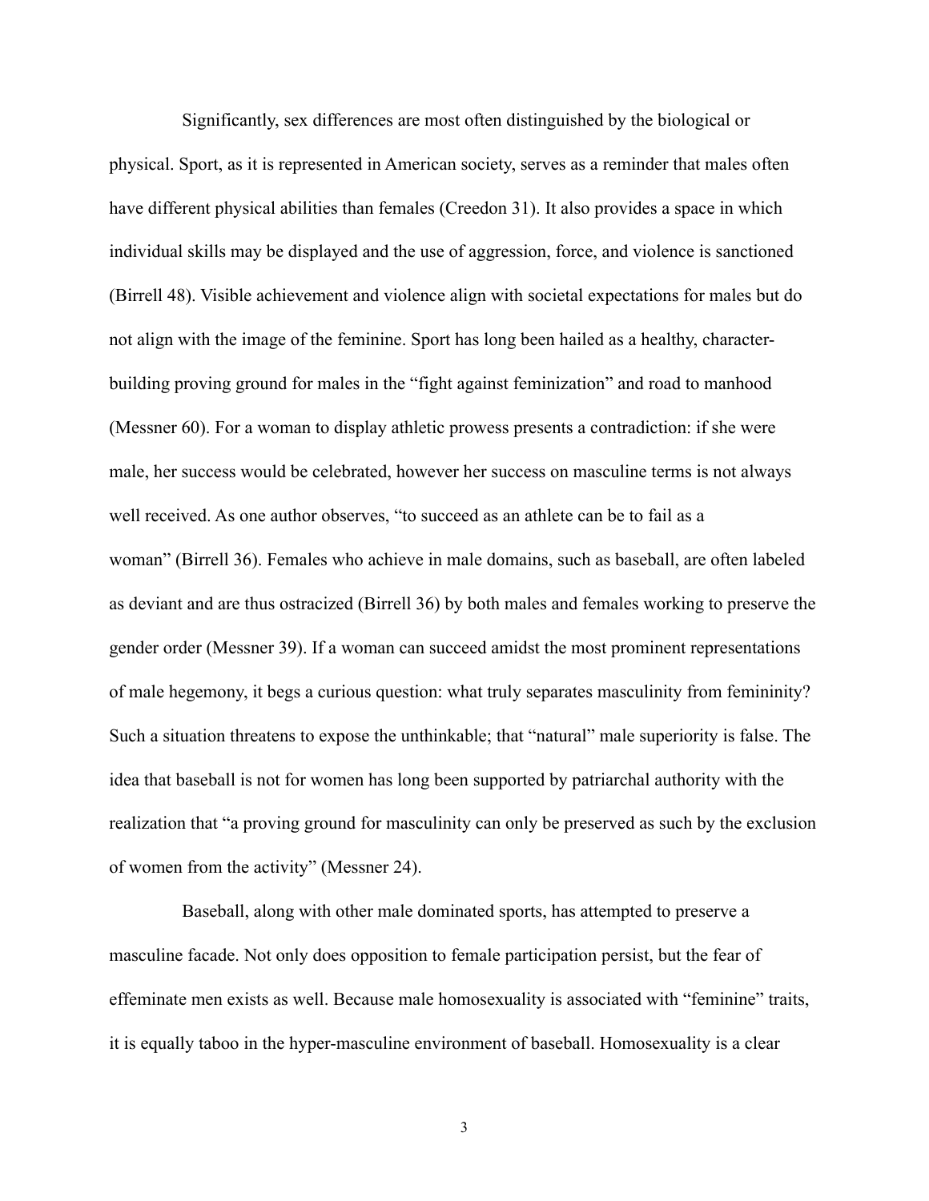Significantly, sex differences are most often distinguished by the biological or physical. Sport, as it is represented in American society, serves as a reminder that males often have different physical abilities than females (Creedon 31). It also provides a space in which individual skills may be displayed and the use of aggression, force, and violence is sanctioned (Birrell 48). Visible achievement and violence align with societal expectations for males but do not align with the image of the feminine. Sport has long been hailed as a healthy, character-building proving ground for males in the "fight against feminization" and road to manhood (Messner 60). For a woman to display athletic prowess presents a contradiction: if she were male, her success would be celebrated, however her success on masculine terms is not always well received. As one author observes, "to succeed as an athlete can be to fail as a woman" (Birrell 36). Females who achieve in male domains, such as baseball, are often labeled as deviant and are thus ostracized (Birrell 36) by both males and females working to preserve the gender order (Messner 39). If a woman can succeed amidst the most prominent representations of male hegemony, it begs a curious question: what truly separates masculinity from femininity? Such a situation threatens to expose the unthinkable; that "natural" male superiority is false. The idea that baseball is not for women has long been supported by patriarchal authority with the realization that "a proving ground for masculinity can only be preserved as such by the exclusion of women from the activity" (Messner 24).

Baseball, along with other male dominated sports, has attempted to preserve a masculine facade. Not only does opposition to female participation persist, but the fear of effeminate men exists as well. Because male homosexuality is associated with "feminine" traits, it is equally taboo in the hyper-masculine environment of baseball. Homosexuality is a clear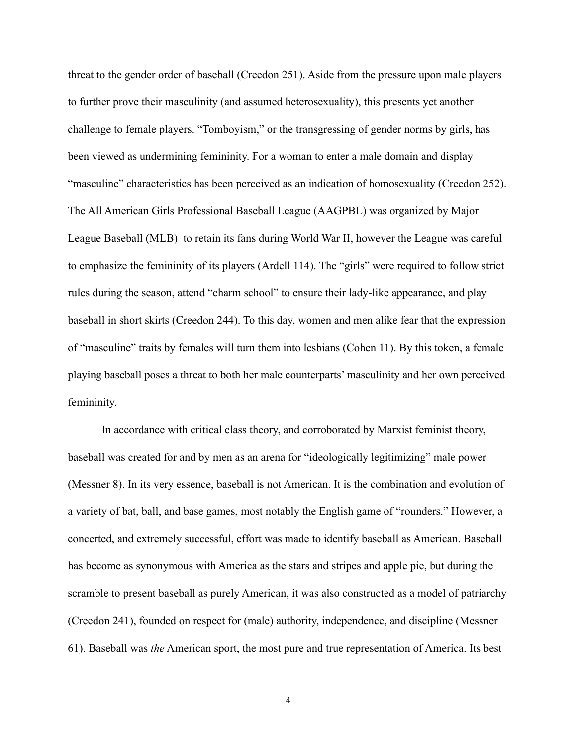threat to the gender order of baseball (Creedon 251). Aside from the pressure upon male players to further prove their masculinity (and assumed heterosexuality), this presents yet another challenge to female players. "Tomboyism," or the transgressing of gender norms by girls, has been viewed as undermining femininity. For a woman to enter a male domain and display "masculine" characteristics has been perceived as an indication of homosexuality (Creedon 252). The All American Girls Professional Baseball League (AAGPBL) was organized by Major League Baseball (MLB) to retain its fans during World War II, however the League was careful to emphasize the femininity of its players (Ardell 114). The "girls" were required to follow strict rules during the season, attend "charm school" to ensure their lady-like appearance, and play baseball in short skirts (Creedon 244). To this day, women and men alike fear that the expression of "masculine" traits by females will turn them into lesbians (Cohen 11). By this token, a female playing baseball poses a threat to both her male counterparts' masculinity and her own perceived femininity.

In accordance with critical class theory, and corroborated by Marxist feminist theory, baseball was created for and by men as an arena for "ideologically legitimizing" male power (Messner 8). In its very essence, baseball is not American. It is the combination and evolution of a variety of bat, ball, and base games, most notably the English game of "rounders." However, a concerted, and extremely successful, effort was made to identify baseball as American. Baseball has become as synonymous with America as the stars and stripes and apple pie, but during the scramble to present baseball as purely American, it was also constructed as a model of patriarchy (Creedon 241), founded on respect for (male) authority, independence, and discipline (Messner 61). Baseball was *the* American sport, the most pure and true representation of America. Its best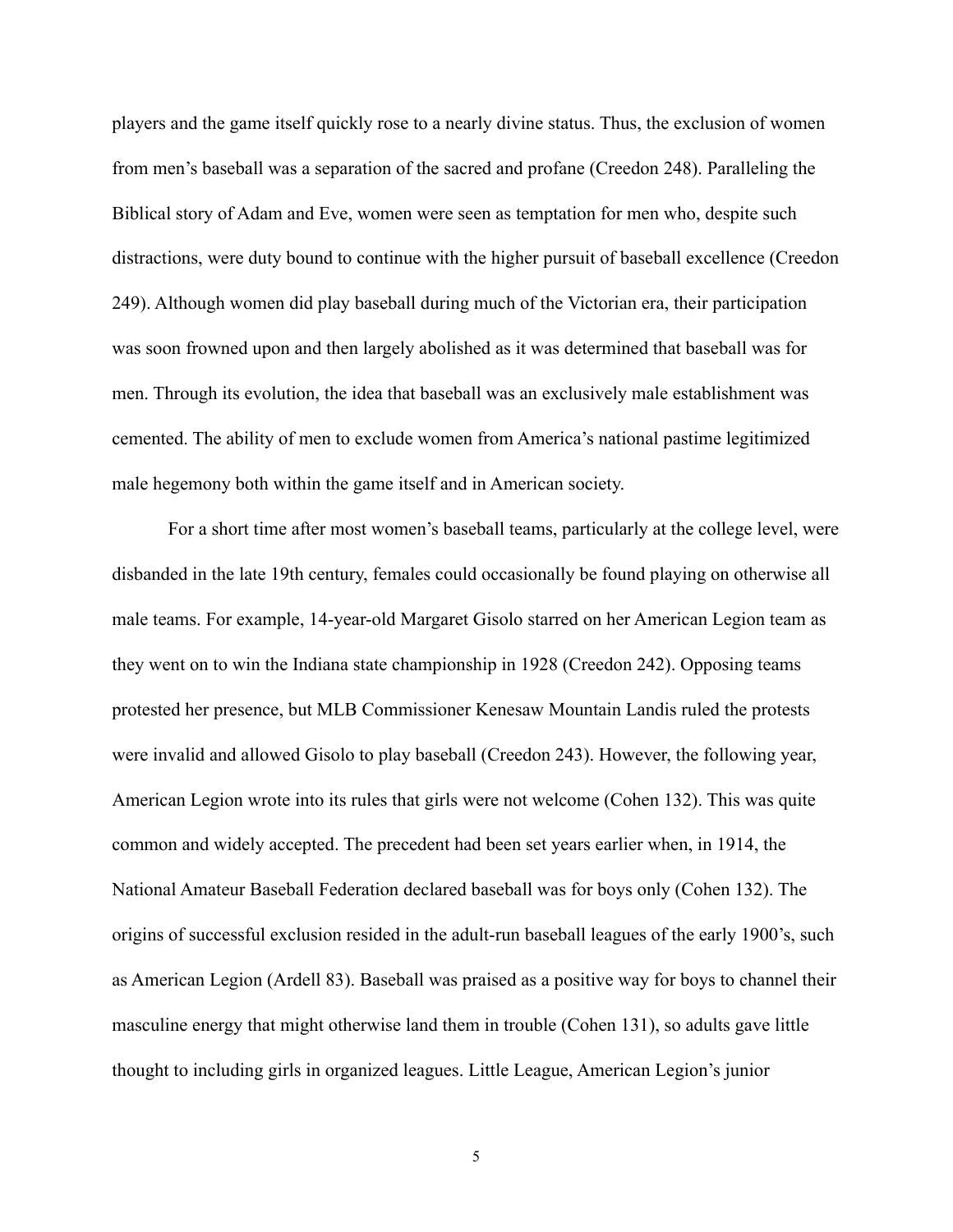players and the game itself quickly rose to a nearly divine status. Thus, the exclusion of women from men's baseball was a separation of the sacred and profane (Creedon 248). Paralleling the Biblical story of Adam and Eve, women were seen as temptation for men who, despite such distractions, were duty bound to continue with the higher pursuit of baseball excellence (Creedon 249). Although women did play baseball during much of the Victorian era, their participation was soon frowned upon and then largely abolished as it was determined that baseball was for men. Through its evolution, the idea that baseball was an exclusively male establishment was cemented. The ability of men to exclude women from America's national pastime legitimized male hegemony both within the game itself and in American society.

For a short time after most women's baseball teams, particularly at the college level, were disbanded in the late 19th century, females could occasionally be found playing on otherwise all male teams. For example, 14-year-old Margaret Gisolo starred on her American Legion team as they went on to win the Indiana state championship in 1928 (Creedon 242). Opposing teams protested her presence, but MLB Commissioner Kenesaw Mountain Landis ruled the protests were invalid and allowed Gisolo to play baseball (Creedon 243). However, the following year, American Legion wrote into its rules that girls were not welcome (Cohen 132). This was quite common and widely accepted. The precedent had been set years earlier when, in 1914, the National Amateur Baseball Federation declared baseball was for boys only (Cohen 132). The origins of successful exclusion resided in the adult-run baseball leagues of the early 1900's, such as American Legion (Ardell 83). Baseball was praised as a positive way for boys to channel their masculine energy that might otherwise land them in trouble (Cohen 131), so adults gave little thought to including girls in organized leagues. Little League, American Legion's junior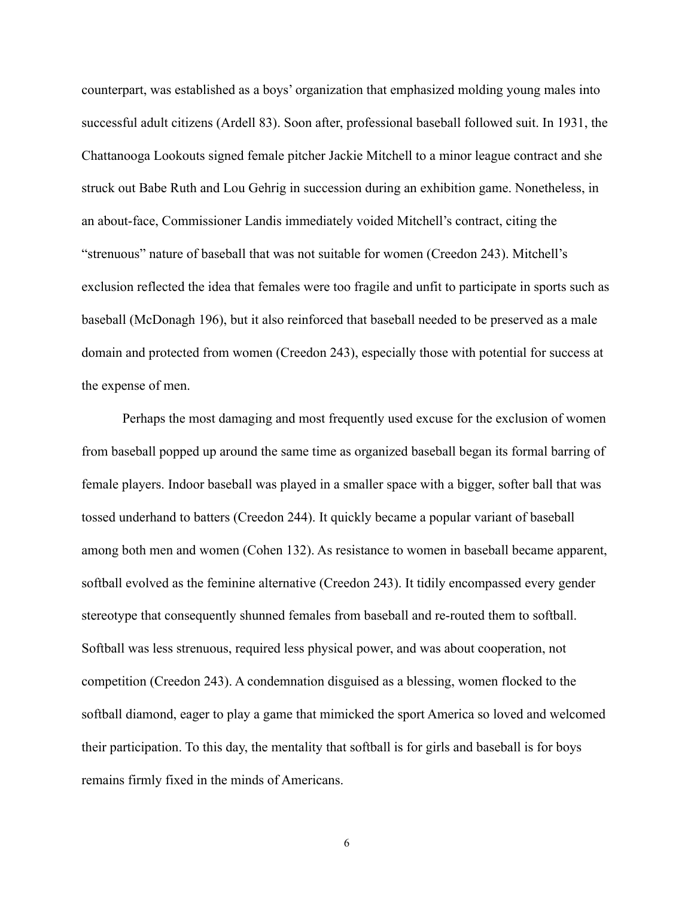counterpart, was established as a boys' organization that emphasized molding young males into successful adult citizens (Ardell 83). Soon after, professional baseball followed suit. In 1931, the Chattanooga Lookouts signed female pitcher Jackie Mitchell to a minor league contract and she struck out Babe Ruth and Lou Gehrig in succession during an exhibition game. Nonetheless, in an about-face, Commissioner Landis immediately voided Mitchell's contract, citing the "strenuous" nature of baseball that was not suitable for women (Creedon 243). Mitchell's exclusion reflected the idea that females were too fragile and unfit to participate in sports such as baseball (McDonagh 196), but it also reinforced that baseball needed to be preserved as a male domain and protected from women (Creedon 243), especially those with potential for success at the expense of men.

Perhaps the most damaging and most frequently used excuse for the exclusion of women from baseball popped up around the same time as organized baseball began its formal barring of female players. Indoor baseball was played in a smaller space with a bigger, softer ball that was tossed underhand to batters (Creedon 244). It quickly became a popular variant of baseball among both men and women (Cohen 132). As resistance to women in baseball became apparent, softball evolved as the feminine alternative (Creedon 243). It tidily encompassed every gender stereotype that consequently shunned females from baseball and re-routed them to softball. Softball was less strenuous, required less physical power, and was about cooperation, not competition (Creedon 243). A condemnation disguised as a blessing, women flocked to the softball diamond, eager to play a game that mimicked the sport America so loved and welcomed their participation. To this day, the mentality that softball is for girls and baseball is for boys remains firmly fixed in the minds of Americans.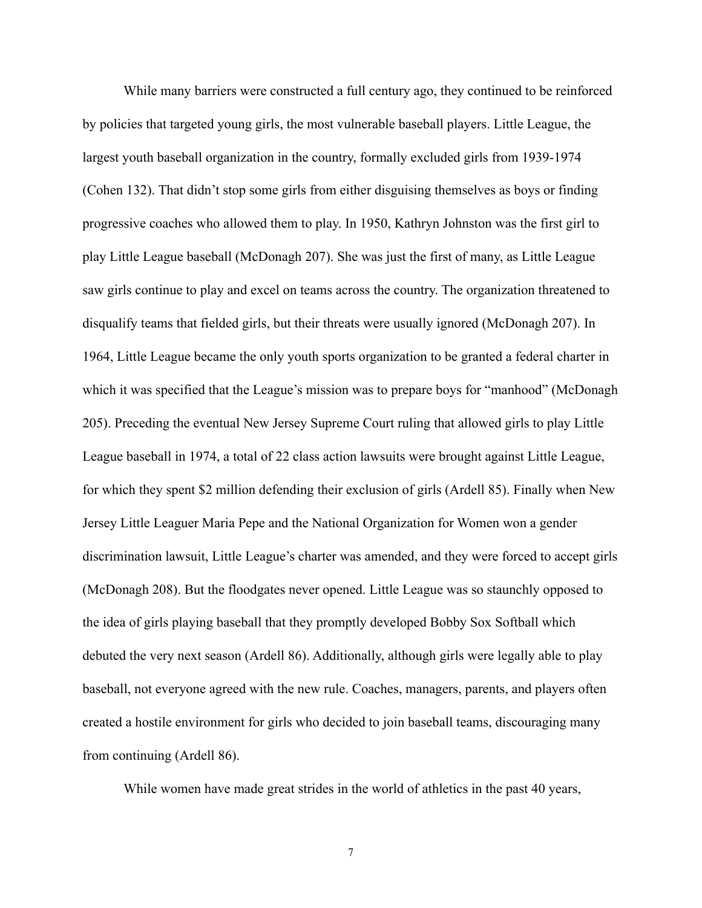While many barriers were constructed a full century ago, they continued to be reinforced by policies that targeted young girls, the most vulnerable baseball players. Little League, the largest youth baseball organization in the country, formally excluded girls from 1939-1974 (Cohen 132). That didn't stop some girls from either disguising themselves as boys or finding progressive coaches who allowed them to play. In 1950, Kathryn Johnston was the first girl to play Little League baseball (McDonagh 207). She was just the first of many, as Little League saw girls continue to play and excel on teams across the country. The organization threatened to disqualify teams that fielded girls, but their threats were usually ignored (McDonagh 207). In 1964, Little League became the only youth sports organization to be granted a federal charter in which it was specified that the League's mission was to prepare boys for "manhood" (McDonagh 205). Preceding the eventual New Jersey Supreme Court ruling that allowed girls to play Little League baseball in 1974, a total of 22 class action lawsuits were brought against Little League, for which they spent $2 million defending their exclusion of girls (Ardell 85). Finally when New Jersey Little Leaguer Maria Pepe and the National Organization for Women won a gender discrimination lawsuit, Little League's charter was amended, and they were forced to accept girls (McDonagh 208). But the floodgates never opened. Little League was so staunchly opposed to the idea of girls playing baseball that they promptly developed Bobby Sox Softball which debuted the very next season (Ardell 86). Additionally, although girls were legally able to play baseball, not everyone agreed with the new rule. Coaches, managers, parents, and players often created a hostile environment for girls who decided to join baseball teams, discouraging many from continuing (Ardell 86).

While women have made great strides in the world of athletics in the past 40 years,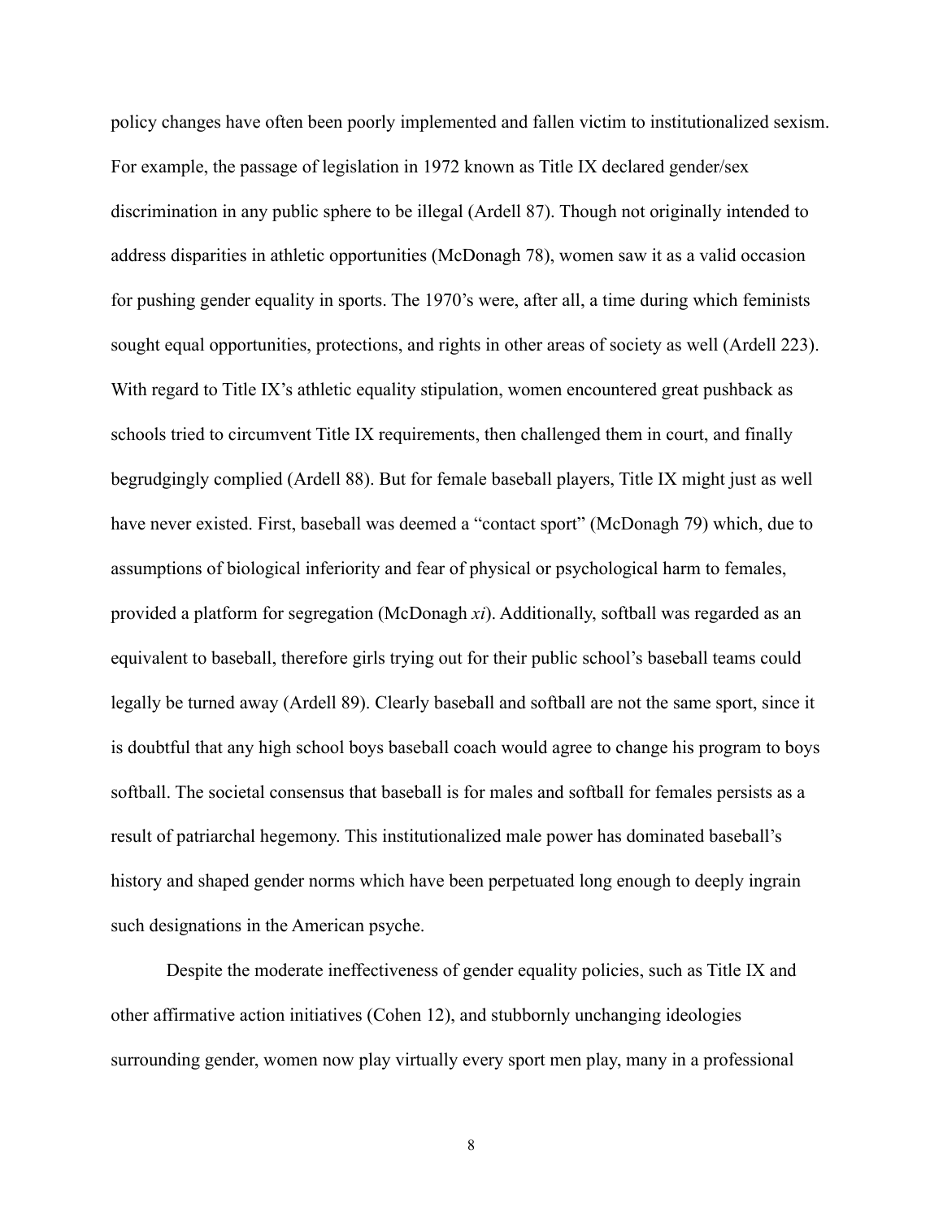policy changes have often been poorly implemented and fallen victim to institutionalized sexism. For example, the passage of legislation in 1972 known as Title IX declared gender/sex discrimination in any public sphere to be illegal (Ardell 87). Though not originally intended to address disparities in athletic opportunities (McDonagh 78), women saw it as a valid occasion for pushing gender equality in sports. The 1970's were, after all, a time during which feminists sought equal opportunities, protections, and rights in other areas of society as well (Ardell 223). With regard to Title IX's athletic equality stipulation, women encountered great pushback as schools tried to circumvent Title IX requirements, then challenged them in court, and finally begrudgingly complied (Ardell 88). But for female baseball players, Title IX might just as well have never existed. First, baseball was deemed a "contact sport" (McDonagh 79) which, due to assumptions of biological inferiority and fear of physical or psychological harm to females, provided a platform for segregation (McDonagh *xi*). Additionally, softball was regarded as an equivalent to baseball, therefore girls trying out for their public school's baseball teams could legally be turned away (Ardell 89). Clearly baseball and softball are not the same sport, since it is doubtful that any high school boys baseball coach would agree to change his program to boys softball. The societal consensus that baseball is for males and softball for females persists as a result of patriarchal hegemony. This institutionalized male power has dominated baseball's history and shaped gender norms which have been perpetuated long enough to deeply ingrain such designations in the American psyche.

Despite the moderate ineffectiveness of gender equality policies, such as Title IX and other affirmative action initiatives (Cohen 12), and stubbornly unchanging ideologies surrounding gender, women now play virtually every sport men play, many in a professional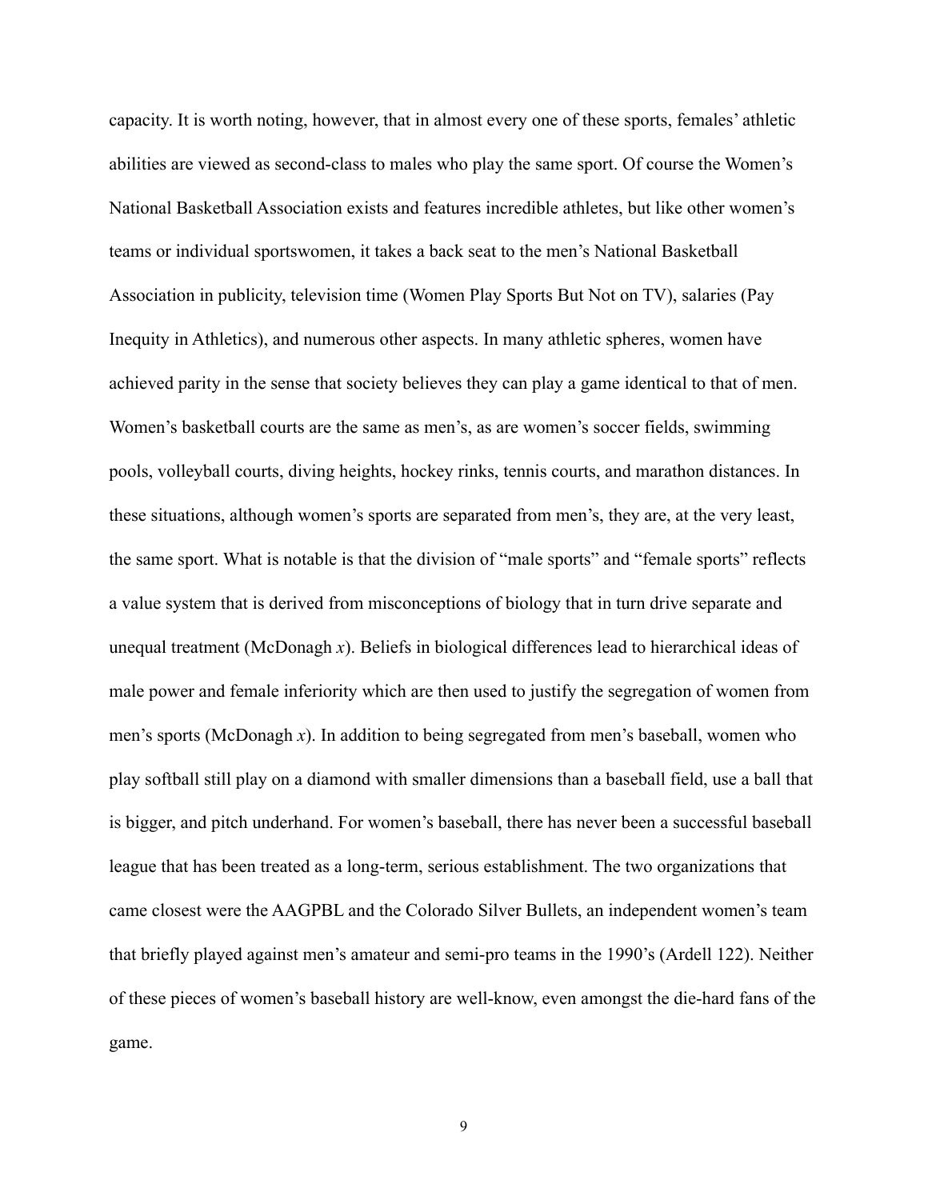capacity. It is worth noting, however, that in almost every one of these sports, females' athletic abilities are viewed as second-class to males who play the same sport. Of course the Women's National Basketball Association exists and features incredible athletes, but like other women's teams or individual sportswomen, it takes a back seat to the men's National Basketball Association in publicity, television time (Women Play Sports But Not on TV), salaries (Pay Inequity in Athletics), and numerous other aspects. In many athletic spheres, women have achieved parity in the sense that society believes they can play a game identical to that of men. Women's basketball courts are the same as men's, as are women's soccer fields, swimming pools, volleyball courts, diving heights, hockey rinks, tennis courts, and marathon distances. In these situations, although women's sports are separated from men's, they are, at the very least, the same sport. What is notable is that the division of "male sports" and "female sports" reflects a value system that is derived from misconceptions of biology that in turn drive separate and unequal treatment (McDonagh *x*). Beliefs in biological differences lead to hierarchical ideas of male power and female inferiority which are then used to justify the segregation of women from men's sports (McDonagh *x*). In addition to being segregated from men's baseball, women who play softball still play on a diamond with smaller dimensions than a baseball field, use a ball that is bigger, and pitch underhand. For women's baseball, there has never been a successful baseball league that has been treated as a long-term, serious establishment. The two organizations that came closest were the AAGPBL and the Colorado Silver Bullets, an independent women's team that briefly played against men's amateur and semi-pro teams in the 1990's (Ardell 122). Neither of these pieces of women's baseball history are well-know, even amongst the die-hard fans of the game.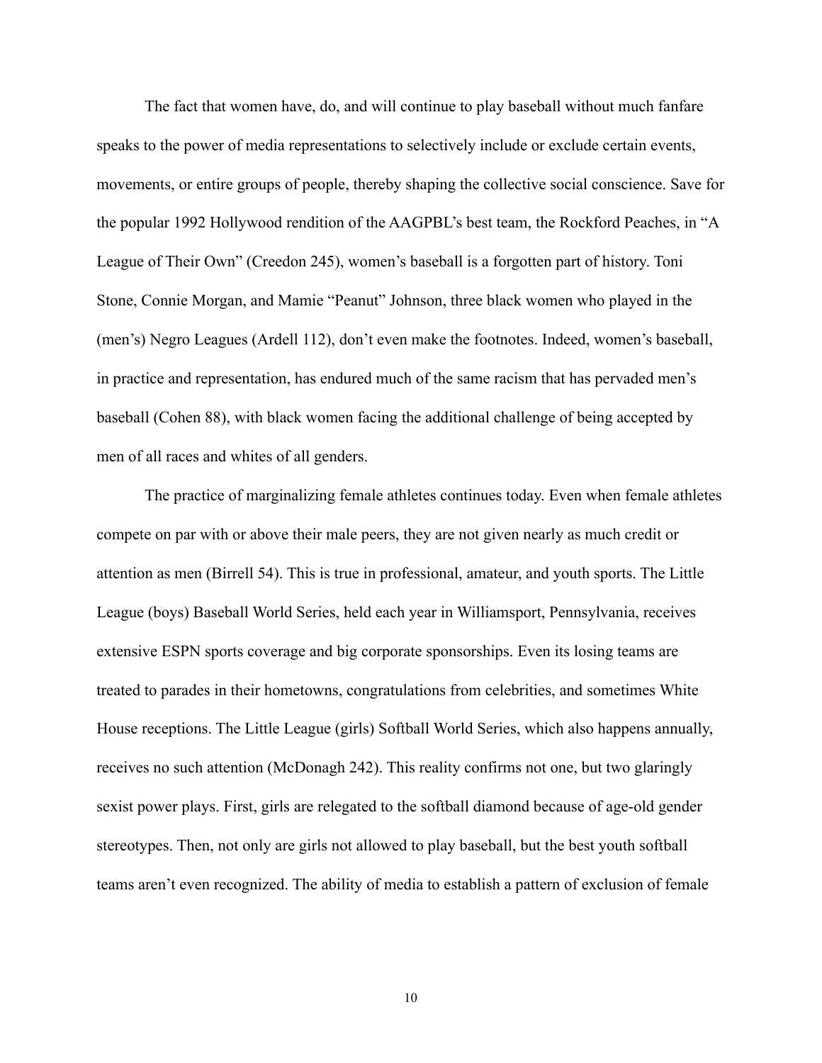The fact that women have, do, and will continue to play baseball without much fanfare speaks to the power of media representations to selectively include or exclude certain events, movements, or entire groups of people, thereby shaping the collective social conscience. Save for the popular 1992 Hollywood rendition of the AAGPBL's best team, the Rockford Peaches, in "A League of Their Own" (Creedon 245), women's baseball is a forgotten part of history. Toni Stone, Connie Morgan, and Mamie "Peanut" Johnson, three black women who played in the (men's) Negro Leagues (Ardell 112), don't even make the footnotes. Indeed, women's baseball, in practice and representation, has endured much of the same racism that has pervaded men's baseball (Cohen 88), with black women facing the additional challenge of being accepted by men of all races and whites of all genders.

The practice of marginalizing female athletes continues today. Even when female athletes compete on par with or above their male peers, they are not given nearly as much credit or attention as men (Birrell 54). This is true in professional, amateur, and youth sports. The Little League (boys) Baseball World Series, held each year in Williamsport, Pennsylvania, receives extensive ESPN sports coverage and big corporate sponsorships. Even its losing teams are treated to parades in their hometowns, congratulations from celebrities, and sometimes White House receptions. The Little League (girls) Softball World Series, which also happens annually, receives no such attention (McDonagh 242). This reality confirms not one, but two glaringly sexist power plays. First, girls are relegated to the softball diamond because of age-old gender stereotypes. Then, not only are girls not allowed to play baseball, but the best youth softball teams aren't even recognized. The ability of media to establish a pattern of exclusion of female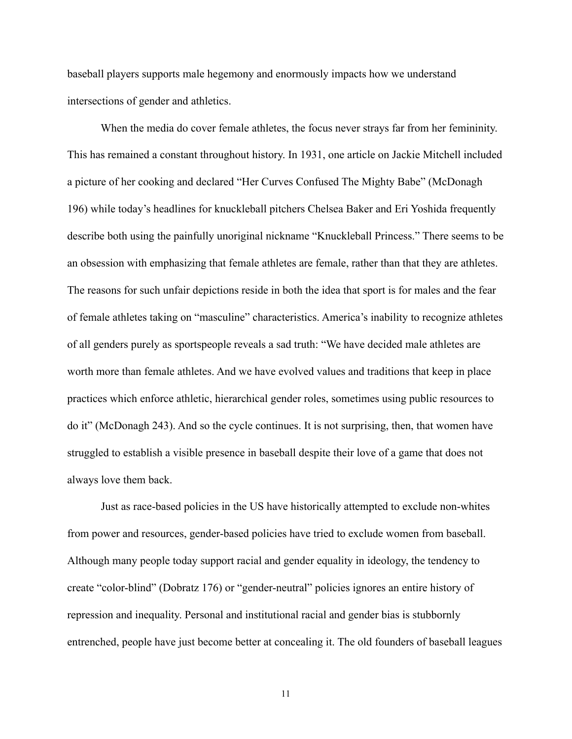baseball players supports male hegemony and enormously impacts how we understand intersections of gender and athletics.

When the media do cover female athletes, the focus never strays far from her femininity. This has remained a constant throughout history. In 1931, one article on Jackie Mitchell included a picture of her cooking and declared "Her Curves Confused The Mighty Babe" (McDonagh 196) while today's headlines for knuckleball pitchers Chelsea Baker and Eri Yoshida frequently describe both using the painfully unoriginal nickname "Knuckleball Princess." There seems to be an obsession with emphasizing that female athletes are female, rather than that they are athletes. The reasons for such unfair depictions reside in both the idea that sport is for males and the fear of female athletes taking on "masculine" characteristics. America's inability to recognize athletes of all genders purely as sportspeople reveals a sad truth: "We have decided male athletes are worth more than female athletes. And we have evolved values and traditions that keep in place practices which enforce athletic, hierarchical gender roles, sometimes using public resources to do it" (McDonagh 243). And so the cycle continues. It is not surprising, then, that women have struggled to establish a visible presence in baseball despite their love of a game that does not always love them back.

Just as race-based policies in the US have historically attempted to exclude non-whites from power and resources, gender-based policies have tried to exclude women from baseball. Although many people today support racial and gender equality in ideology, the tendency to create "color-blind" (Dobratz 176) or "gender-neutral" policies ignores an entire history of repression and inequality. Personal and institutional racial and gender bias is stubbornly entrenched, people have just become better at concealing it. The old founders of baseball leagues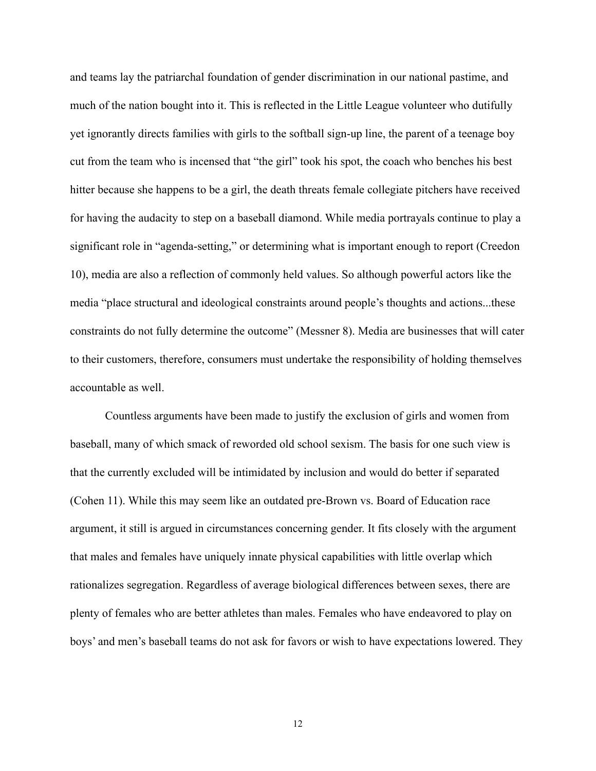and teams lay the patriarchal foundation of gender discrimination in our national pastime, and much of the nation bought into it. This is reflected in the Little League volunteer who dutifully yet ignorantly directs families with girls to the softball sign-up line, the parent of a teenage boy cut from the team who is incensed that "the girl" took his spot, the coach who benches his best hitter because she happens to be a girl, the death threats female collegiate pitchers have received for having the audacity to step on a baseball diamond. While media portrayals continue to play a significant role in "agenda-setting," or determining what is important enough to report (Creedon 10), media are also a reflection of commonly held values. So although powerful actors like the media "place structural and ideological constraints around people's thoughts and actions...these constraints do not fully determine the outcome" (Messner 8). Media are businesses that will cater to their customers, therefore, consumers must undertake the responsibility of holding themselves accountable as well.

Countless arguments have been made to justify the exclusion of girls and women from baseball, many of which smack of reworded old school sexism. The basis for one such view is that the currently excluded will be intimidated by inclusion and would do better if separated (Cohen 11). While this may seem like an outdated pre-Brown vs. Board of Education race argument, it still is argued in circumstances concerning gender. It fits closely with the argument that males and females have uniquely innate physical capabilities with little overlap which rationalizes segregation. Regardless of average biological differences between sexes, there are plenty of females who are better athletes than males. Females who have endeavored to play on boys' and men's baseball teams do not ask for favors or wish to have expectations lowered. They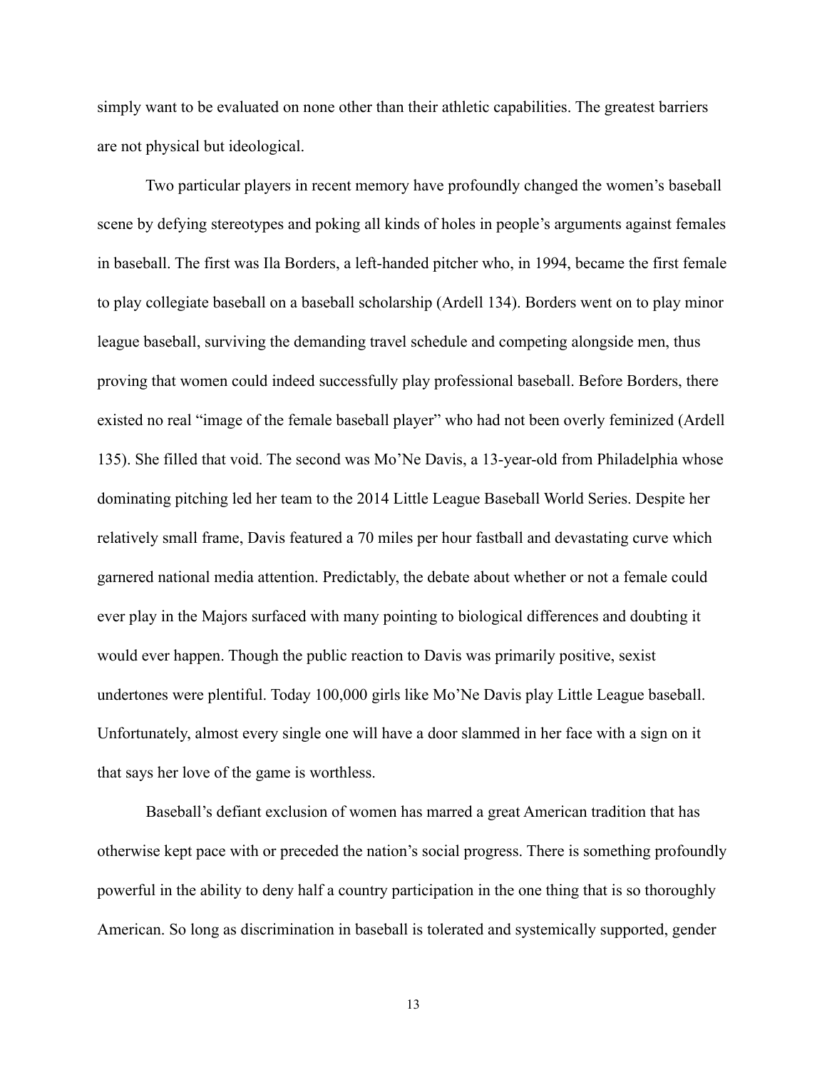simply want to be evaluated on none other than their athletic capabilities. The greatest barriers are not physical but ideological.

Two particular players in recent memory have profoundly changed the women's baseball scene by defying stereotypes and poking all kinds of holes in people's arguments against females in baseball. The first was Ila Borders, a left-handed pitcher who, in 1994, became the first female to play collegiate baseball on a baseball scholarship (Ardell 134). Borders went on to play minor league baseball, surviving the demanding travel schedule and competing alongside men, thus proving that women could indeed successfully play professional baseball. Before Borders, there existed no real "image of the female baseball player" who had not been overly feminized (Ardell 135). She filled that void. The second was Mo'Ne Davis, a 13-year-old from Philadelphia whose dominating pitching led her team to the 2014 Little League Baseball World Series. Despite her relatively small frame, Davis featured a 70 miles per hour fastball and devastating curve which garnered national media attention. Predictably, the debate about whether or not a female could ever play in the Majors surfaced with many pointing to biological differences and doubting it would ever happen. Though the public reaction to Davis was primarily positive, sexist undertones were plentiful. Today 100,000 girls like Mo'Ne Davis play Little League baseball. Unfortunately, almost every single one will have a door slammed in her face with a sign on it that says her love of the game is worthless.

Baseball's defiant exclusion of women has marred a great American tradition that has otherwise kept pace with or preceded the nation's social progress. There is something profoundly powerful in the ability to deny half a country participation in the one thing that is so thoroughly American. So long as discrimination in baseball is tolerated and systemically supported, gender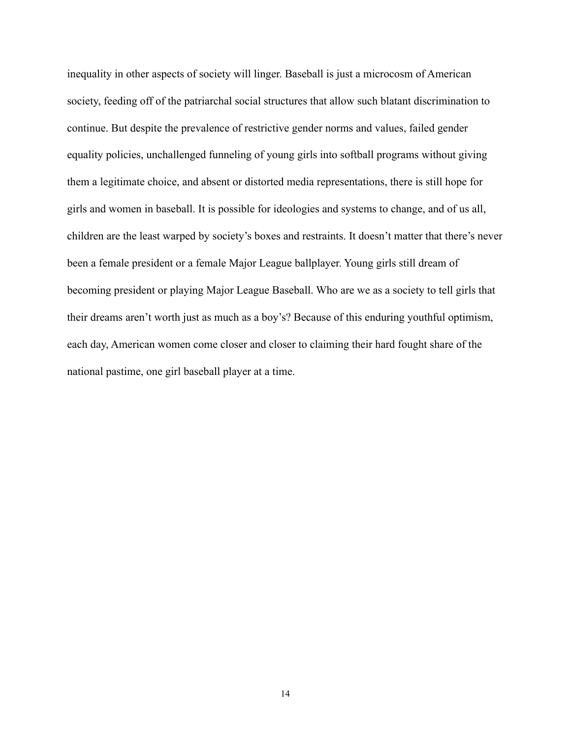inequality in other aspects of society will linger. Baseball is just a microcosm of American society, feeding off of the patriarchal social structures that allow such blatant discrimination to continue. But despite the prevalence of restrictive gender norms and values, failed gender equality policies, unchallenged funneling of young girls into softball programs without giving them a legitimate choice, and absent or distorted media representations, there is still hope for girls and women in baseball. It is possible for ideologies and systems to change, and of us all, children are the least warped by society's boxes and restraints. It doesn't matter that there's never been a female president or a female Major League ballplayer. Young girls still dream of becoming president or playing Major League Baseball. Who are we as a society to tell girls that their dreams aren't worth just as much as a boy's? Because of this enduring youthful optimism, each day, American women come closer and closer to claiming their hard fought share of the national pastime, one girl baseball player at a time.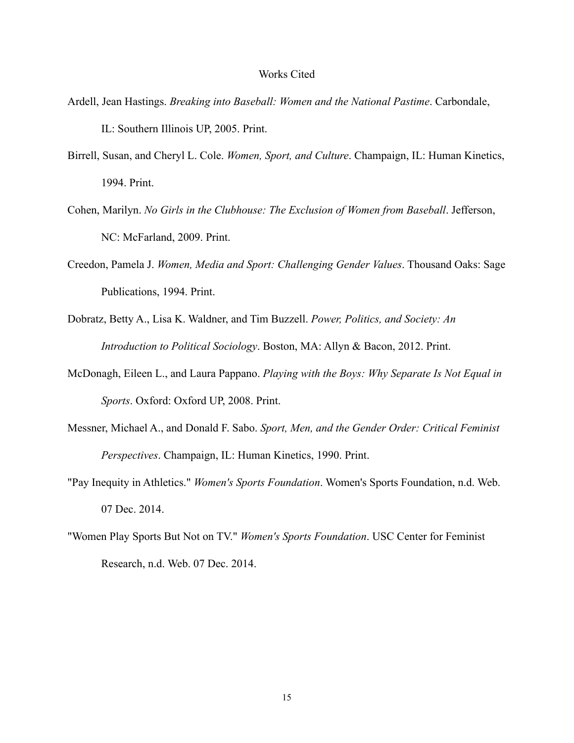# Works Cited

Ardell, Jean Hastings. *Breaking into Baseball: Women and the National Pastime*. Carbondale, IL: Southern Illinois UP, 2005. Print.

Birrell, Susan, and Cheryl L. Cole. *Women, Sport, and Culture*. Champaign, IL: Human Kinetics, 1994. Print.

Cohen, Marilyn. *No Girls in the Clubhouse: The Exclusion of Women from Baseball*. Jefferson, NC: McFarland, 2009. Print.

Creedon, Pamela J. *Women, Media and Sport: Challenging Gender Values*. Thousand Oaks: Sage Publications, 1994. Print.

Dobratz, Betty A., Lisa K. Waldner, and Tim Buzzell. *Power, Politics, and Society: An Introduction to Political Sociology*. Boston, MA: Allyn & Bacon, 2012. Print.

McDonagh, Eileen L., and Laura Pappano. *Playing with the Boys: Why Separate Is Not Equal in Sports*. Oxford: Oxford UP, 2008. Print.

Messner, Michael A., and Donald F. Sabo. *Sport, Men, and the Gender Order: Critical Feminist Perspectives*. Champaign, IL: Human Kinetics, 1990. Print.

"Pay Inequity in Athletics." *Women's Sports Foundation*. Women's Sports Foundation, n.d. Web. 07 Dec. 2014.

"Women Play Sports But Not on TV." *Women's Sports Foundation*. USC Center for Feminist Research, n.d. Web. 07 Dec. 2014.